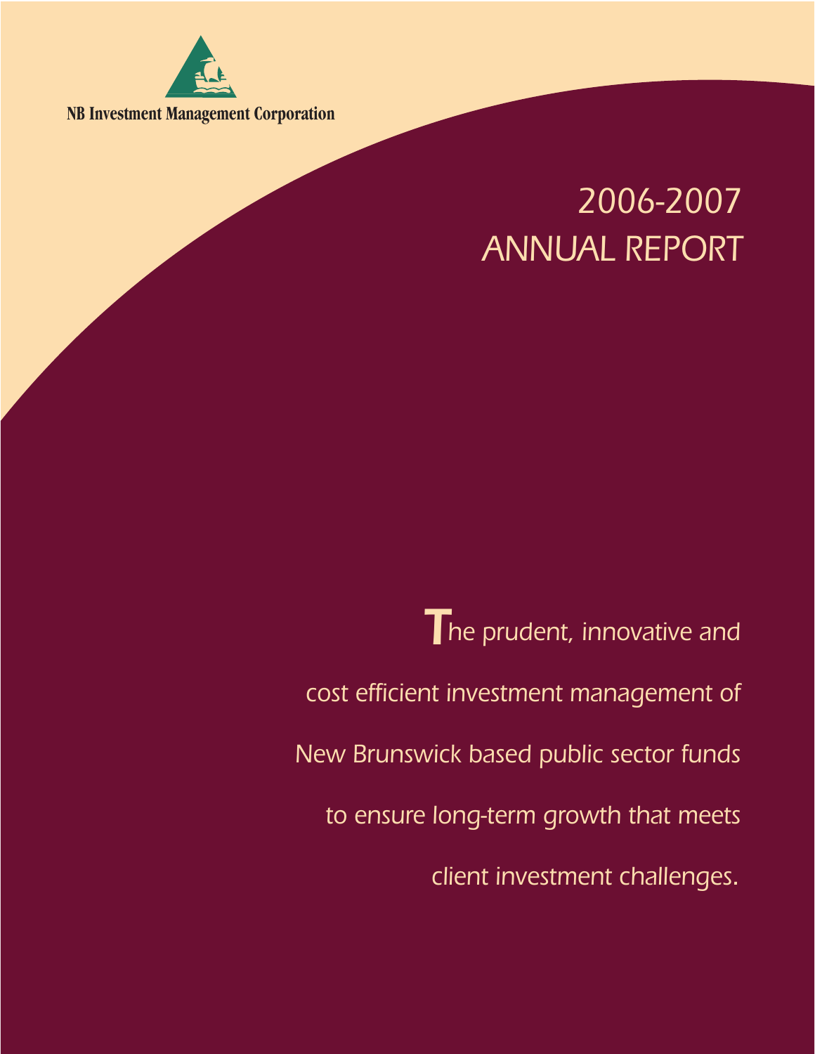NB Investment Management Corporation

# 2006-2007 ANNUAL REPORT

*The prudent, innovative and cost efficient investment management of New Brunswick based public sector funds to ensure long-term growth that meets client investment challenges.*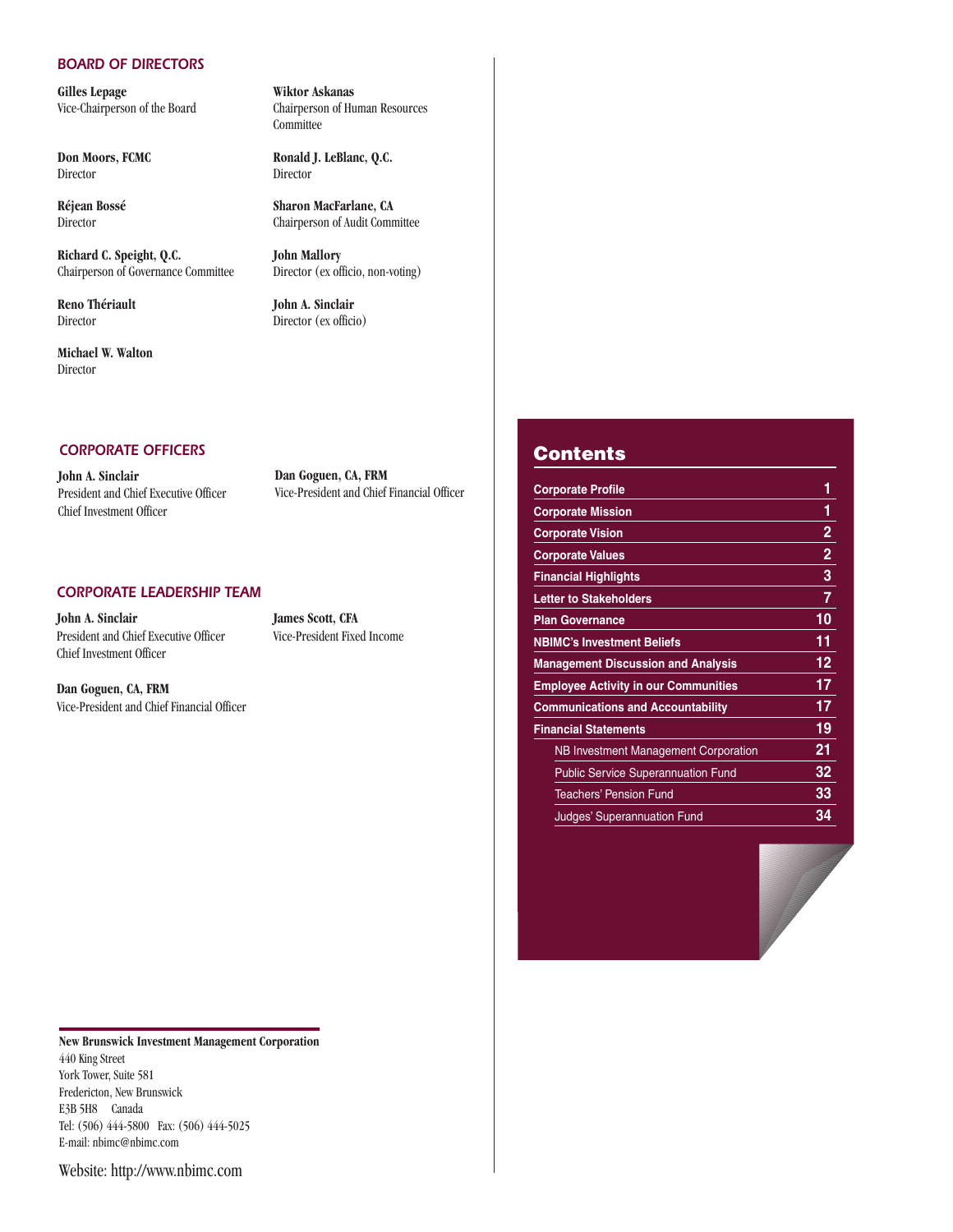## BOARD OF DIRECTORS

**Gilles Lepage**
Vice-Chairperson of the Board

**Don Moors, FCMC**
Director

**Réjean Bossé**
Director

**Richard C. Speight, Q.C.**
Chairperson of Governance Committee

**Reno Thériault**
Director

**Michael W. Walton**
Director

**Wiktor Askanas**
Chairperson of Human Resources Committee

**Ronald J. LeBlanc, Q.C.**
Director

**Sharon MacFarlane, CA**
Chairperson of Audit Committee

**John Mallory**
Director (ex officio, non-voting)

**John A. Sinclair**
Director (ex officio)

## CORPORATE OFFICERS

**John A. Sinclair**
President and Chief Executive Officer
Chief Investment Officer

**Dan Goguen, CA, FRM**
Vice-President and Chief Financial Officer

## CORPORATE LEADERSHIP TEAM

**John A. Sinclair**
President and Chief Executive Officer
Chief Investment Officer

**Dan Goguen, CA, FRM**
Vice-President and Chief Financial Officer

**James Scott, CFA**
Vice-President Fixed Income

**New Brunswick Investment Management Corporation**
440 King Street
York Tower, Suite 581
Fredericton, New Brunswick
E3B 5H8 Canada
Tel: (506) 444-5800 Fax: (506) 444-5025
E-mail: nbimc@nbimc.com

Website: http://www.nbimc.com

## Contents

| | |
|---|---|
| **Corporate Profile** | **1** |
| **Corporate Mission** | **1** |
| **Corporate Vision** | **2** |
| **Corporate Values** | **2** |
| **Financial Highlights** | **3** |
| **Letter to Stakeholders** | **7** |
| **Plan Governance** | **10** |
| **NBIMC's Investment Beliefs** | **11** |
| **Management Discussion and Analysis** | **12** |
| **Employee Activity in our Communities** | **17** |
| **Communications and Accountability** | **17** |
| **Financial Statements** | **19** |
| NB Investment Management Corporation | **21** |
| Public Service Superannuation Fund | **32** |
| Teachers' Pension Fund | **33** |
| Judges' Superannuation Fund | **34** |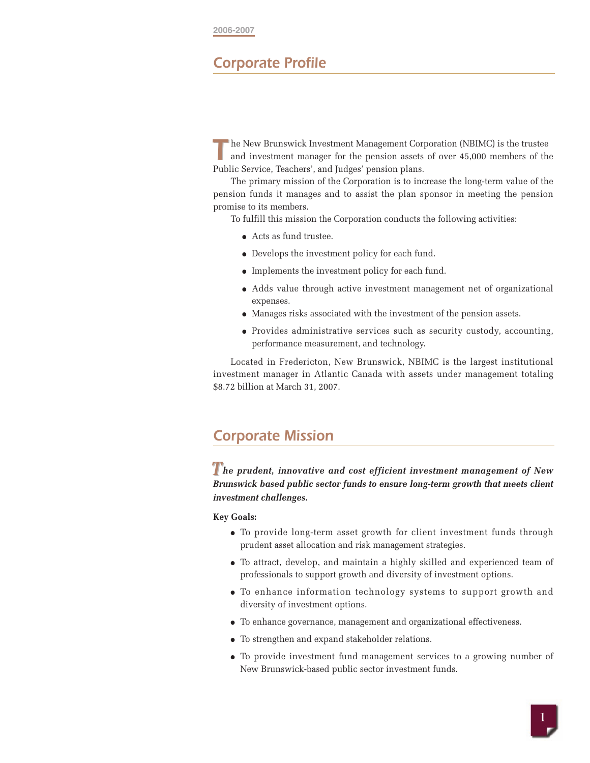## Corporate Profile

The New Brunswick Investment Management Corporation (NBIMC) is the trustee and investment manager for the pension assets of over 45,000 members of the Public Service, Teachers', and Judges' pension plans.

The primary mission of the Corporation is to increase the long-term value of the pension funds it manages and to assist the plan sponsor in meeting the pension promise to its members.

To fulfill this mission the Corporation conducts the following activities:

- Acts as fund trustee.
- Develops the investment policy for each fund.
- Implements the investment policy for each fund.
- Adds value through active investment management net of organizational expenses.
- Manages risks associated with the investment of the pension assets.
- Provides administrative services such as security custody, accounting, performance measurement, and technology.

Located in Fredericton, New Brunswick, NBIMC is the largest institutional investment manager in Atlantic Canada with assets under management totaling $8.72 billion at March 31, 2007.

## Corporate Mission

***The prudent, innovative and cost efficient investment management of New Brunswick based public sector funds to ensure long-term growth that meets client investment challenges.***

**Key Goals:**

- To provide long-term asset growth for client investment funds through prudent asset allocation and risk management strategies.
- To attract, develop, and maintain a highly skilled and experienced team of professionals to support growth and diversity of investment options.
- To enhance information technology systems to support growth and diversity of investment options.
- To enhance governance, management and organizational effectiveness.
- To strengthen and expand stakeholder relations.
- To provide investment fund management services to a growing number of New Brunswick-based public sector investment funds.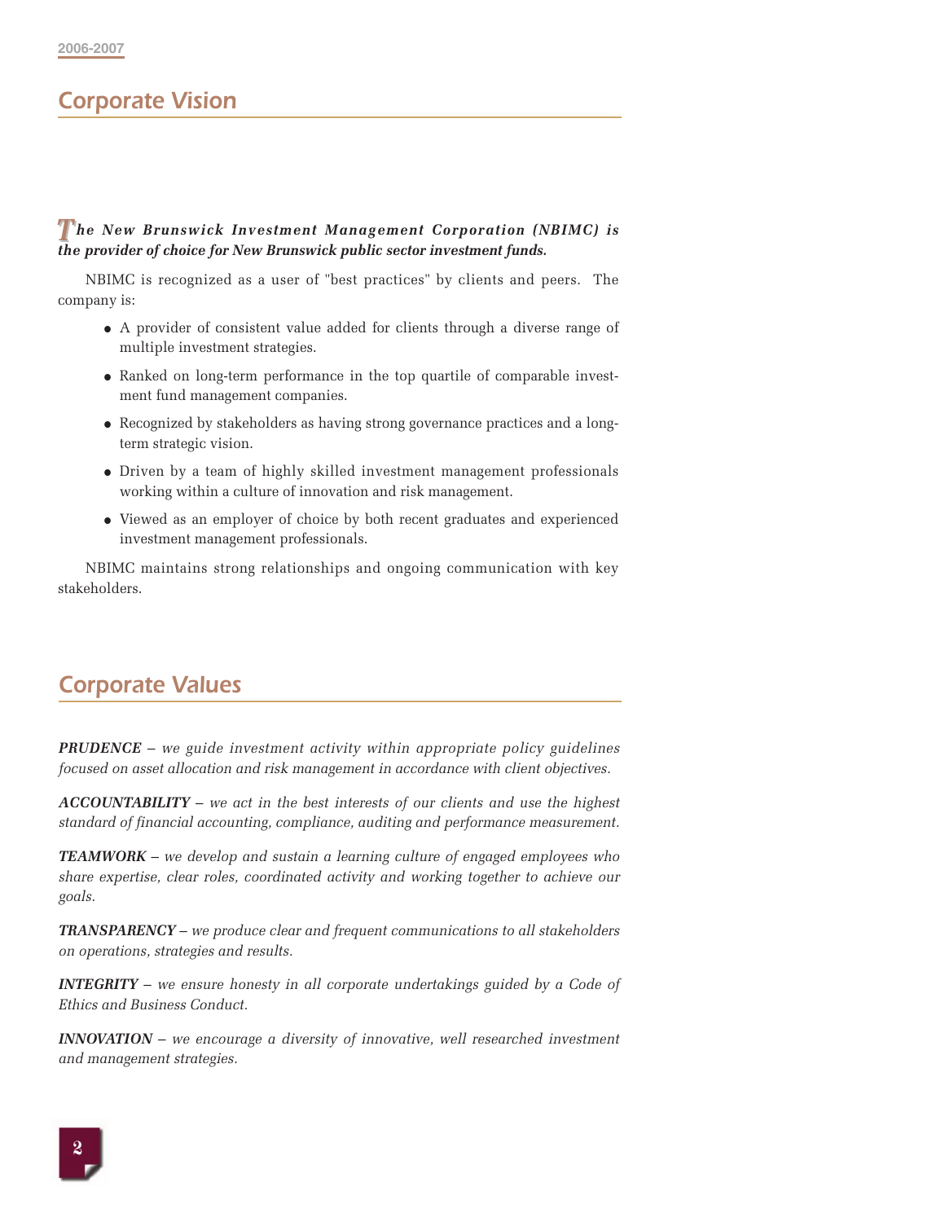## Corporate Vision

***The New Brunswick Investment Management Corporation (NBIMC) is the provider of choice for New Brunswick public sector investment funds.***

NBIMC is recognized as a user of "best practices" by clients and peers. The company is:

- A provider of consistent value added for clients through a diverse range of multiple investment strategies.
- Ranked on long-term performance in the top quartile of comparable investment fund management companies.
- Recognized by stakeholders as having strong governance practices and a long-term strategic vision.
- Driven by a team of highly skilled investment management professionals working within a culture of innovation and risk management.
- Viewed as an employer of choice by both recent graduates and experienced investment management professionals.

NBIMC maintains strong relationships and ongoing communication with key stakeholders.

## Corporate Values

***PRUDENCE*** *– we guide investment activity within appropriate policy guidelines focused on asset allocation and risk management in accordance with client objectives.*

***ACCOUNTABILITY*** *– we act in the best interests of our clients and use the highest standard of financial accounting, compliance, auditing and performance measurement.*

***TEAMWORK*** *– we develop and sustain a learning culture of engaged employees who share expertise, clear roles, coordinated activity and working together to achieve our goals.*

***TRANSPARENCY*** *– we produce clear and frequent communications to all stakeholders on operations, strategies and results.*

***INTEGRITY*** *– we ensure honesty in all corporate undertakings guided by a Code of Ethics and Business Conduct.*

***INNOVATION*** *– we encourage a diversity of innovative, well researched investment and management strategies.*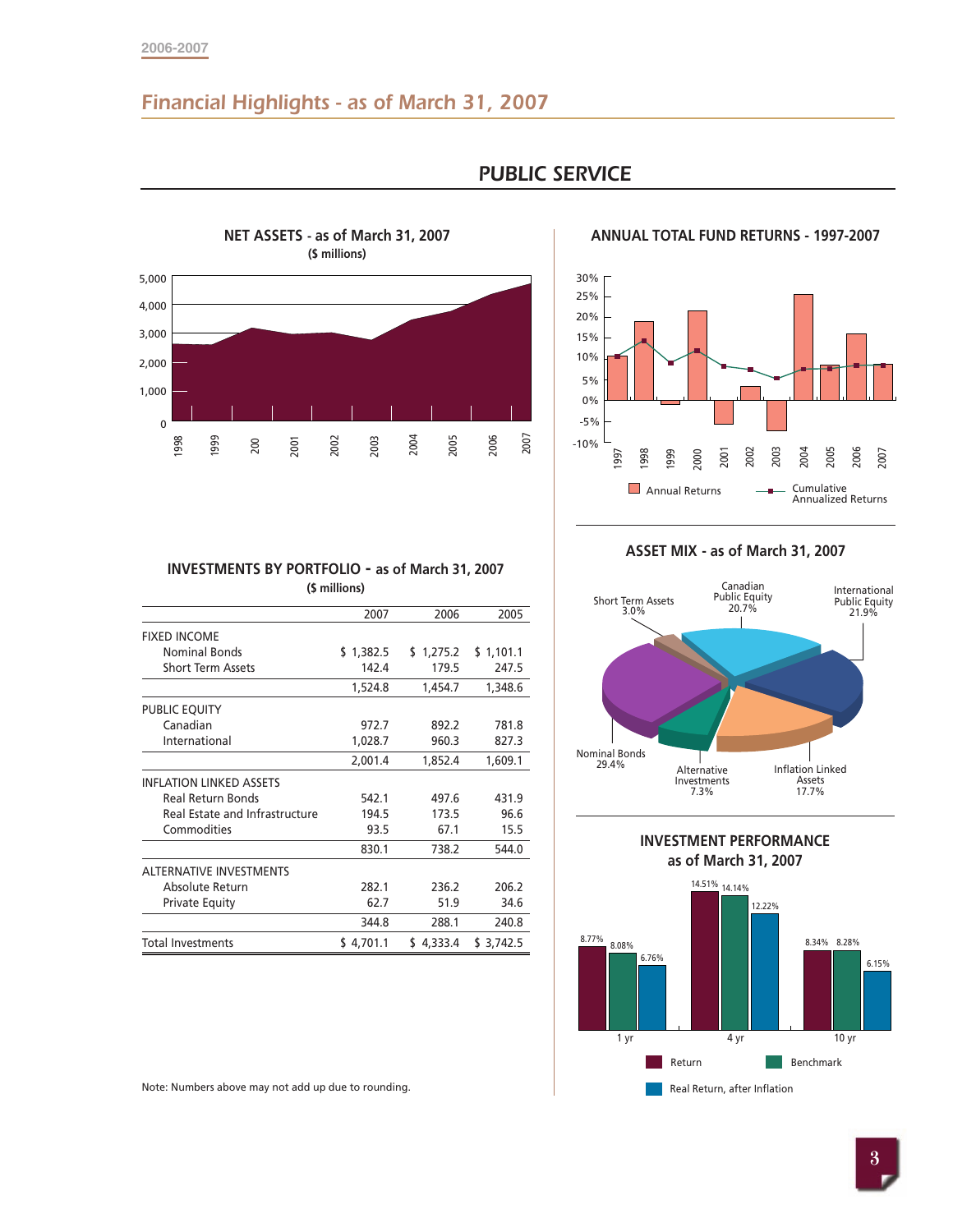## Financial Highlights - as of March 31, 2007

# PUBLIC SERVICE

### NET ASSETS - as of March 31, 2007
($ millions)

### ANNUAL TOTAL FUND RETURNS - 1997-2007

Annual Returns — Cumulative Annualized Returns

### INVESTMENTS BY PORTFOLIO - as of March 31, 2007
($ millions)

| | 2007 | 2006 | 2005 |
|---|---|---|---|
| FIXED INCOME | | | |
| Nominal Bonds | $ 1,382.5 | $ 1,275.2 | $ 1,101.1 |
| Short Term Assets | 142.4 | 179.5 | 247.5 |
| | 1,524.8 | 1,454.7 | 1,348.6 |
| PUBLIC EQUITY | | | |
| Canadian | 972.7 | 892.2 | 781.8 |
| International | 1,028.7 | 960.3 | 827.3 |
| | 2,001.4 | 1,852.4 | 1,609.1 |
| INFLATION LINKED ASSETS | | | |
| Real Return Bonds | 542.1 | 497.6 | 431.9 |
| Real Estate and Infrastructure | 194.5 | 173.5 | 96.6 |
| Commodities | 93.5 | 67.1 | 15.5 |
| | 830.1 | 738.2 | 544.0 |
| ALTERNATIVE INVESTMENTS | | | |
| Absolute Return | 282.1 | 236.2 | 206.2 |
| Private Equity | 62.7 | 51.9 | 34.6 |
| | 344.8 | 288.1 | 240.8 |
| Total Investments | $ 4,701.1 | $ 4,333.4 | $ 3,742.5 |

Note: Numbers above may not add up due to rounding.

### ASSET MIX - as of March 31, 2007

| Asset Class | % |
|---|---|
| Short Term Assets | 3.0% |
| Canadian Public Equity | 20.7% |
| International Public Equity | 21.9% |
| Nominal Bonds | 29.4% |
| Alternative Investments | 7.3% |
| Inflation Linked Assets | 17.7% |

### INVESTMENT PERFORMANCE
as of March 31, 2007

| | Return | Benchmark | Real Return, after Inflation |
|---|---|---|---|
| 1 yr | 8.77% | 8.08% | 6.76% |
| 4 yr | 14.51% | 14.14% | 12.22% |
| 10 yr | 8.34% | 8.28% | 6.15% |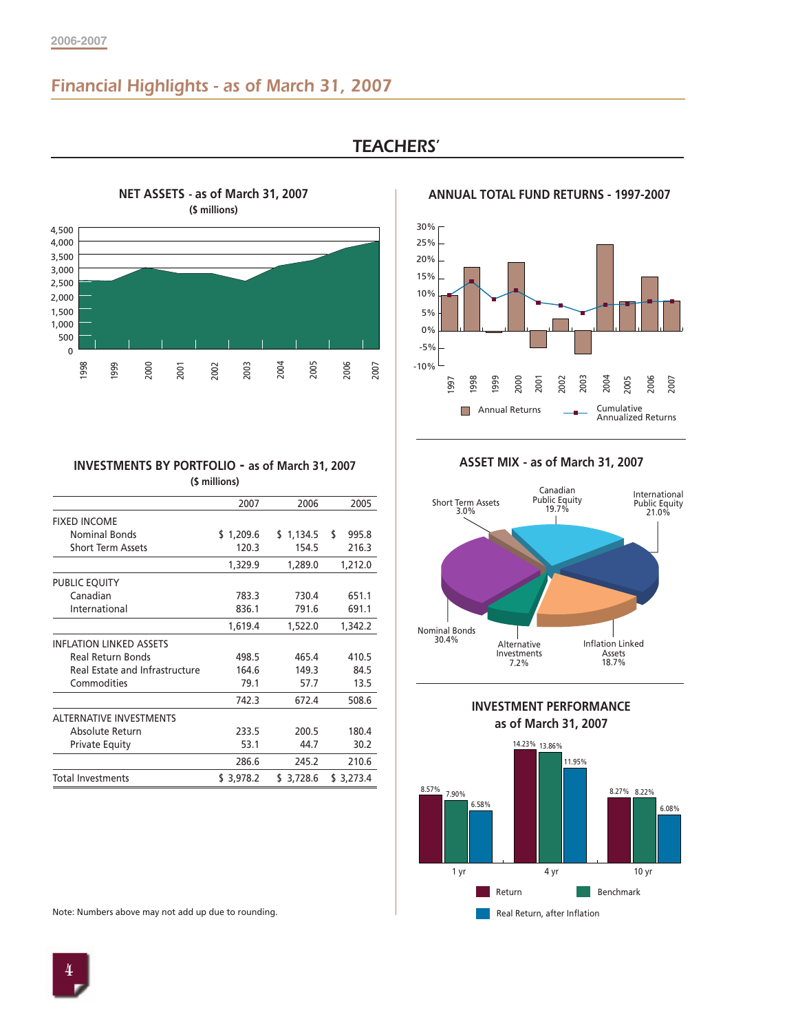## Financial Highlights - as of March 31, 2007

# TEACHERS'

### NET ASSETS - as of March 31, 2007
**($ millions)**

### ANNUAL TOTAL FUND RETURNS - 1997-2007

Annual Returns — Cumulative Annualized Returns

### INVESTMENTS BY PORTFOLIO - as of March 31, 2007
**($ millions)**

| | 2007 | 2006 | 2005 |
|---|---|---|---|
| FIXED INCOME | | | |
| Nominal Bonds | $ 1,209.6 | $ 1,134.5 | $ 995.8 |
| Short Term Assets | 120.3 | 154.5 | 216.3 |
| | 1,329.9 | 1,289.0 | 1,212.0 |
| PUBLIC EQUITY | | | |
| Canadian | 783.3 | 730.4 | 651.1 |
| International | 836.1 | 791.6 | 691.1 |
| | 1,619.4 | 1,522.0 | 1,342.2 |
| INFLATION LINKED ASSETS | | | |
| Real Return Bonds | 498.5 | 465.4 | 410.5 |
| Real Estate and Infrastructure | 164.6 | 149.3 | 84.5 |
| Commodities | 79.1 | 57.7 | 13.5 |
| | 742.3 | 672.4 | 508.6 |
| ALTERNATIVE INVESTMENTS | | | |
| Absolute Return | 233.5 | 200.5 | 180.4 |
| Private Equity | 53.1 | 44.7 | 30.2 |
| | 286.6 | 245.2 | 210.6 |
| Total Investments | $ 3,978.2 | $ 3,728.6 | $ 3,273.4 |

Note: Numbers above may not add up due to rounding.

### ASSET MIX - as of March 31, 2007

- Short Term Assets 3.0%
- Canadian Public Equity 19.7%
- International Public Equity 21.0%
- Inflation Linked Assets 18.7%
- Alternative Investments 7.2%
- Nominal Bonds 30.4%

### INVESTMENT PERFORMANCE as of March 31, 2007

| | Return | Benchmark | Real Return, after Inflation |
|---|---|---|---|
| 1 yr | 8.57% | 7.90% | 6.58% |
| 4 yr | 14.23% | 13.86% | 11.95% |
| 10 yr | 8.27% | 8.22% | 6.08% |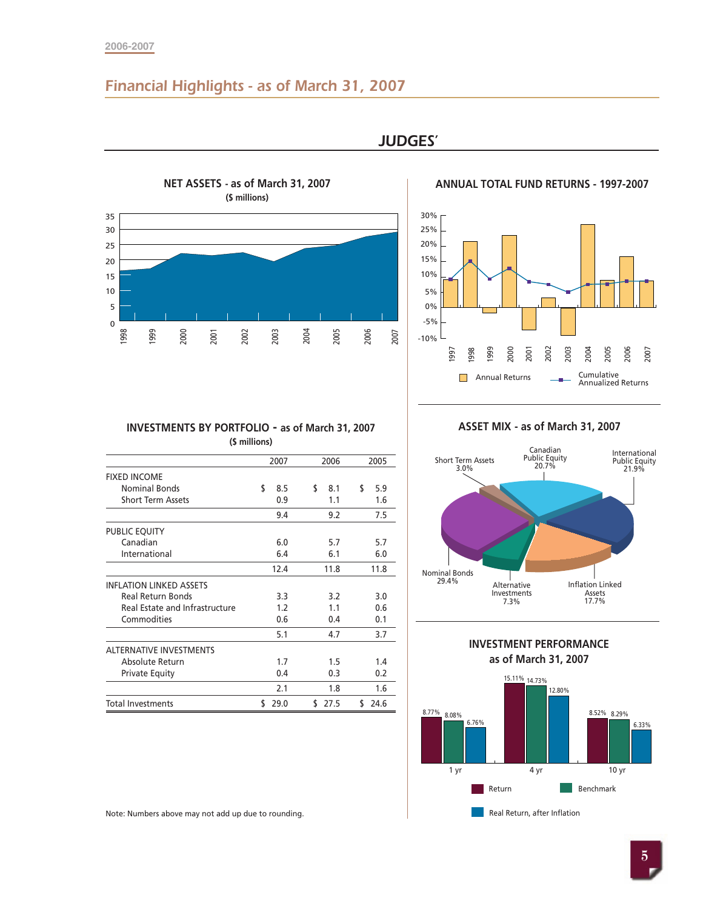## Financial Highlights - as of March 31, 2007

## JUDGES'

### NET ASSETS - as of March 31, 2007
($ millions)

### ANNUAL TOTAL FUND RETURNS - 1997-2007

Annual Returns — Cumulative Annualized Returns

### INVESTMENTS BY PORTFOLIO - as of March 31, 2007
($ millions)

| | 2007 | 2006 | 2005 |
|---|---|---|---|
| FIXED INCOME | | | |
| Nominal Bonds | $ 8.5 | $ 8.1 | $ 5.9 |
| Short Term Assets | 0.9 | 1.1 | 1.6 |
| | 9.4 | 9.2 | 7.5 |
| PUBLIC EQUITY | | | |
| Canadian | 6.0 | 5.7 | 5.7 |
| International | 6.4 | 6.1 | 6.0 |
| | 12.4 | 11.8 | 11.8 |
| INFLATION LINKED ASSETS | | | |
| Real Return Bonds | 3.3 | 3.2 | 3.0 |
| Real Estate and Infrastructure | 1.2 | 1.1 | 0.6 |
| Commodities | 0.6 | 0.4 | 0.1 |
| | 5.1 | 4.7 | 3.7 |
| ALTERNATIVE INVESTMENTS | | | |
| Absolute Return | 1.7 | 1.5 | 1.4 |
| Private Equity | 0.4 | 0.3 | 0.2 |
| | 2.1 | 1.8 | 1.6 |
| Total Investments | $ 29.0 | $ 27.5 | $ 24.6 |

Note: Numbers above may not add up due to rounding.

### ASSET MIX - as of March 31, 2007

- Short Term Assets 3.0%
- Canadian Public Equity 20.7%
- International Public Equity 21.9%
- Nominal Bonds 29.4%
- Alternative Investments 7.3%
- Inflation Linked Assets 17.7%

### INVESTMENT PERFORMANCE as of March 31, 2007

| | Return | Benchmark | Real Return, after Inflation |
|---|---|---|---|
| 1 yr | 8.77% | 8.08% | 6.76% |
| 4 yr | 15.11% | 14.73% | 12.80% |
| 10 yr | 8.52% | 8.29% | 6.33% |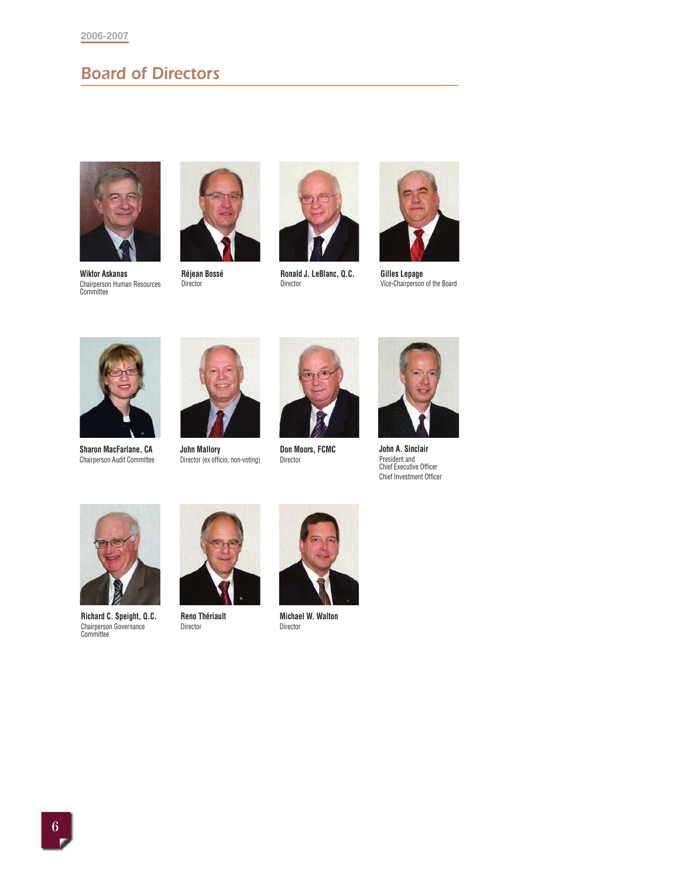## Board of Directors

**Wiktor Askanas**
Chairperson Human Resources Committee

**Réjean Bossé**
Director

**Ronald J. LeBlanc, Q.C.**
Director

**Gilles Lepage**
Vice-Chairperson of the Board

**Sharon MacFarlane, CA**
Chairperson Audit Committee

**John Mallory**
Director (ex officio, non-voting)

**Don Moors, FCMC**
Director

**John A. Sinclair**
President and
Chief Executive Officer
Chief Investment Officer

**Richard C. Speight, Q.C.**
Chairperson Governance Committee

**Reno Thériault**
Director

**Michael W. Walton**
Director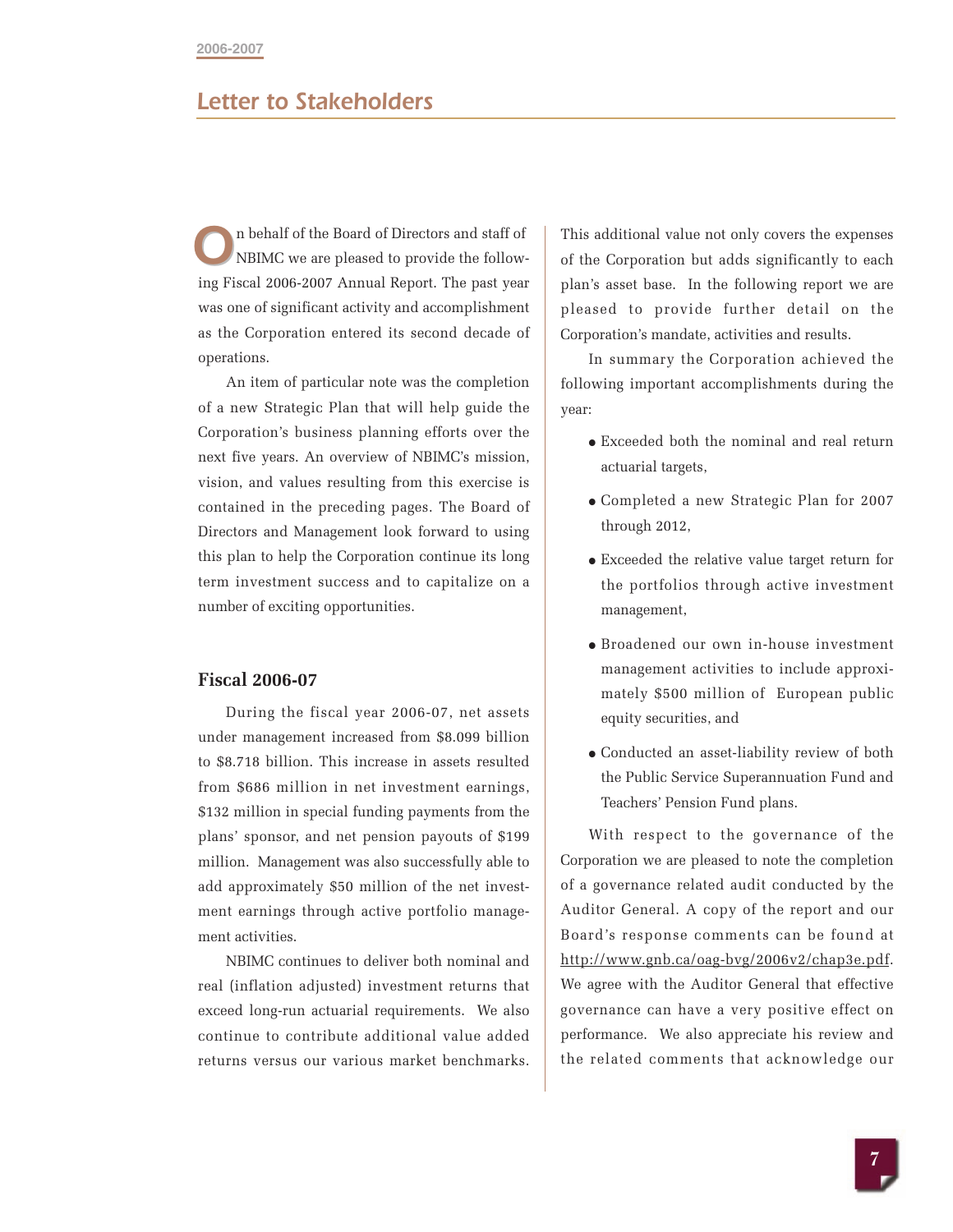## Letter to Stakeholders

On behalf of the Board of Directors and staff of NBIMC we are pleased to provide the following Fiscal 2006-2007 Annual Report. The past year was one of significant activity and accomplishment as the Corporation entered its second decade of operations.

An item of particular note was the completion of a new Strategic Plan that will help guide the Corporation's business planning efforts over the next five years. An overview of NBIMC's mission, vision, and values resulting from this exercise is contained in the preceding pages. The Board of Directors and Management look forward to using this plan to help the Corporation continue its long term investment success and to capitalize on a number of exciting opportunities.

### Fiscal 2006-07

During the fiscal year 2006-07, net assets under management increased from $8.099 billion to $8.718 billion. This increase in assets resulted from $686 million in net investment earnings, $132 million in special funding payments from the plans' sponsor, and net pension payouts of $199 million. Management was also successfully able to add approximately $50 million of the net investment earnings through active portfolio management activities.

NBIMC continues to deliver both nominal and real (inflation adjusted) investment returns that exceed long-run actuarial requirements. We also continue to contribute additional value added returns versus our various market benchmarks. This additional value not only covers the expenses of the Corporation but adds significantly to each plan's asset base. In the following report we are pleased to provide further detail on the Corporation's mandate, activities and results.

In summary the Corporation achieved the following important accomplishments during the year:

- Exceeded both the nominal and real return actuarial targets,
- Completed a new Strategic Plan for 2007 through 2012,
- Exceeded the relative value target return for the portfolios through active investment management,
- Broadened our own in-house investment management activities to include approximately $500 million of European public equity securities, and
- Conducted an asset-liability review of both the Public Service Superannuation Fund and Teachers' Pension Fund plans.

With respect to the governance of the Corporation we are pleased to note the completion of a governance related audit conducted by the Auditor General. A copy of the report and our Board's response comments can be found at http://www.gnb.ca/oag-bvg/2006v2/chap3e.pdf. We agree with the Auditor General that effective governance can have a very positive effect on performance. We also appreciate his review and the related comments that acknowledge our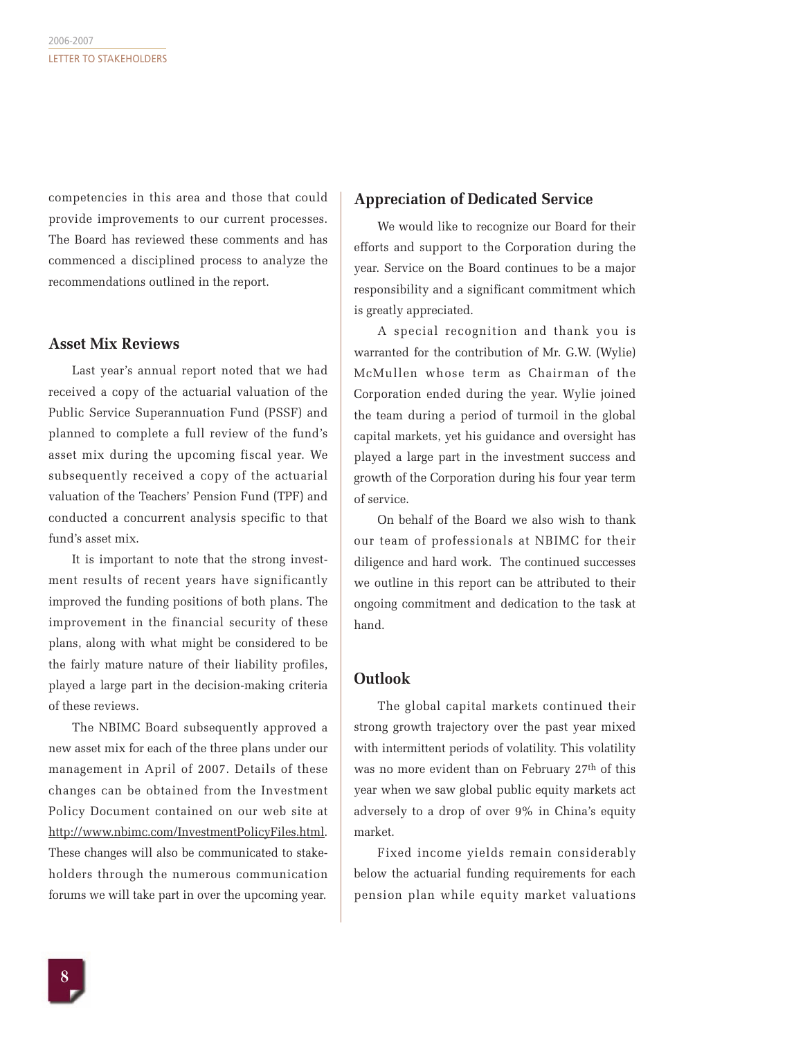competencies in this area and those that could provide improvements to our current processes. The Board has reviewed these comments and has commenced a disciplined process to analyze the recommendations outlined in the report.

## Asset Mix Reviews

Last year's annual report noted that we had received a copy of the actuarial valuation of the Public Service Superannuation Fund (PSSF) and planned to complete a full review of the fund's asset mix during the upcoming fiscal year. We subsequently received a copy of the actuarial valuation of the Teachers' Pension Fund (TPF) and conducted a concurrent analysis specific to that fund's asset mix.

It is important to note that the strong investment results of recent years have significantly improved the funding positions of both plans. The improvement in the financial security of these plans, along with what might be considered to be the fairly mature nature of their liability profiles, played a large part in the decision-making criteria of these reviews.

The NBIMC Board subsequently approved a new asset mix for each of the three plans under our management in April of 2007. Details of these changes can be obtained from the Investment Policy Document contained on our web site at http://www.nbimc.com/InvestmentPolicyFiles.html. These changes will also be communicated to stakeholders through the numerous communication forums we will take part in over the upcoming year.

## Appreciation of Dedicated Service

We would like to recognize our Board for their efforts and support to the Corporation during the year. Service on the Board continues to be a major responsibility and a significant commitment which is greatly appreciated.

A special recognition and thank you is warranted for the contribution of Mr. G.W. (Wylie) McMullen whose term as Chairman of the Corporation ended during the year. Wylie joined the team during a period of turmoil in the global capital markets, yet his guidance and oversight has played a large part in the investment success and growth of the Corporation during his four year term of service.

On behalf of the Board we also wish to thank our team of professionals at NBIMC for their diligence and hard work. The continued successes we outline in this report can be attributed to their ongoing commitment and dedication to the task at hand.

## Outlook

The global capital markets continued their strong growth trajectory over the past year mixed with intermittent periods of volatility. This volatility was no more evident than on February 27th of this year when we saw global public equity markets act adversely to a drop of over 9% in China's equity market.

Fixed income yields remain considerably below the actuarial funding requirements for each pension plan while equity market valuations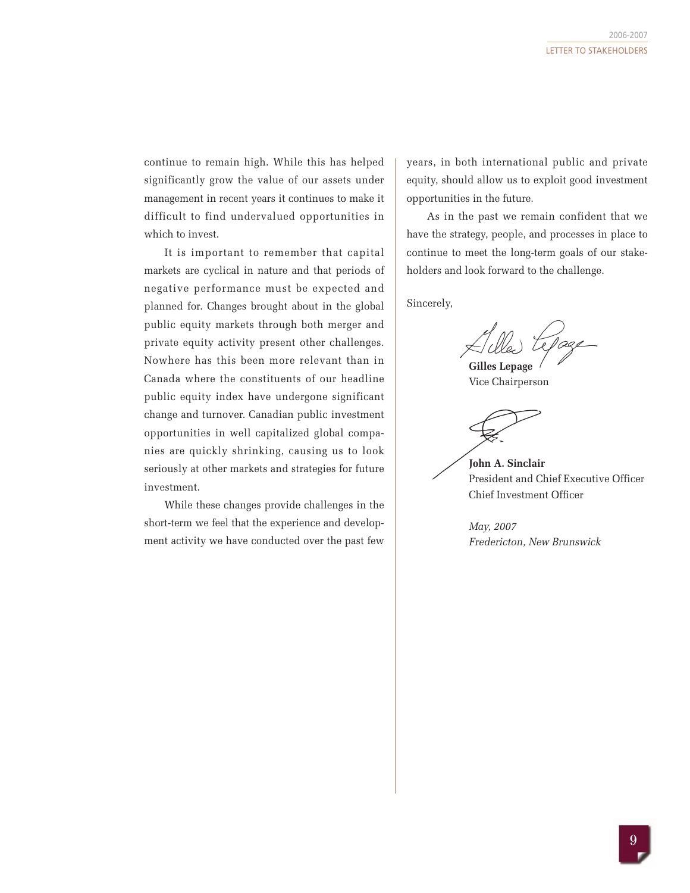continue to remain high. While this has helped significantly grow the value of our assets under management in recent years it continues to make it difficult to find undervalued opportunities in which to invest.

It is important to remember that capital markets are cyclical in nature and that periods of negative performance must be expected and planned for. Changes brought about in the global public equity markets through both merger and private equity activity present other challenges. Nowhere has this been more relevant than in Canada where the constituents of our headline public equity index have undergone significant change and turnover. Canadian public investment opportunities in well capitalized global companies are quickly shrinking, causing us to look seriously at other markets and strategies for future investment.

While these changes provide challenges in the short-term we feel that the experience and development activity we have conducted over the past few years, in both international public and private equity, should allow us to exploit good investment opportunities in the future.

As in the past we remain confident that we have the strategy, people, and processes in place to continue to meet the long-term goals of our stakeholders and look forward to the challenge.

Sincerely,

**Gilles Lepage**
Vice Chairperson

**John A. Sinclair**
President and Chief Executive Officer
Chief Investment Officer

*May, 2007*
*Fredericton, New Brunswick*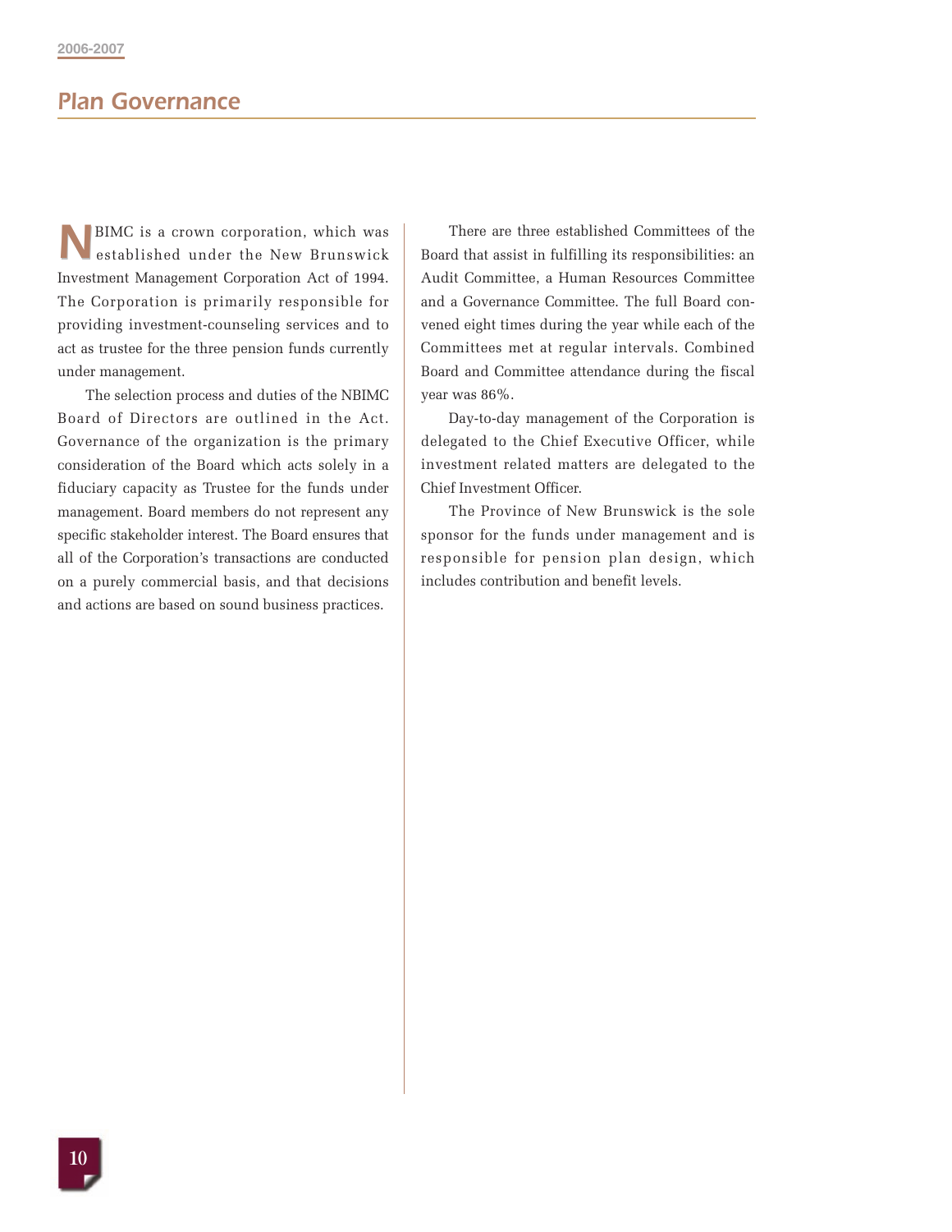## Plan Governance

NBIMC is a crown corporation, which was established under the New Brunswick Investment Management Corporation Act of 1994. The Corporation is primarily responsible for providing investment-counseling services and to act as trustee for the three pension funds currently under management.

The selection process and duties of the NBIMC Board of Directors are outlined in the Act. Governance of the organization is the primary consideration of the Board which acts solely in a fiduciary capacity as Trustee for the funds under management. Board members do not represent any specific stakeholder interest. The Board ensures that all of the Corporation's transactions are conducted on a purely commercial basis, and that decisions and actions are based on sound business practices.

There are three established Committees of the Board that assist in fulfilling its responsibilities: an Audit Committee, a Human Resources Committee and a Governance Committee. The full Board convened eight times during the year while each of the Committees met at regular intervals. Combined Board and Committee attendance during the fiscal year was 86%.

Day-to-day management of the Corporation is delegated to the Chief Executive Officer, while investment related matters are delegated to the Chief Investment Officer.

The Province of New Brunswick is the sole sponsor for the funds under management and is responsible for pension plan design, which includes contribution and benefit levels.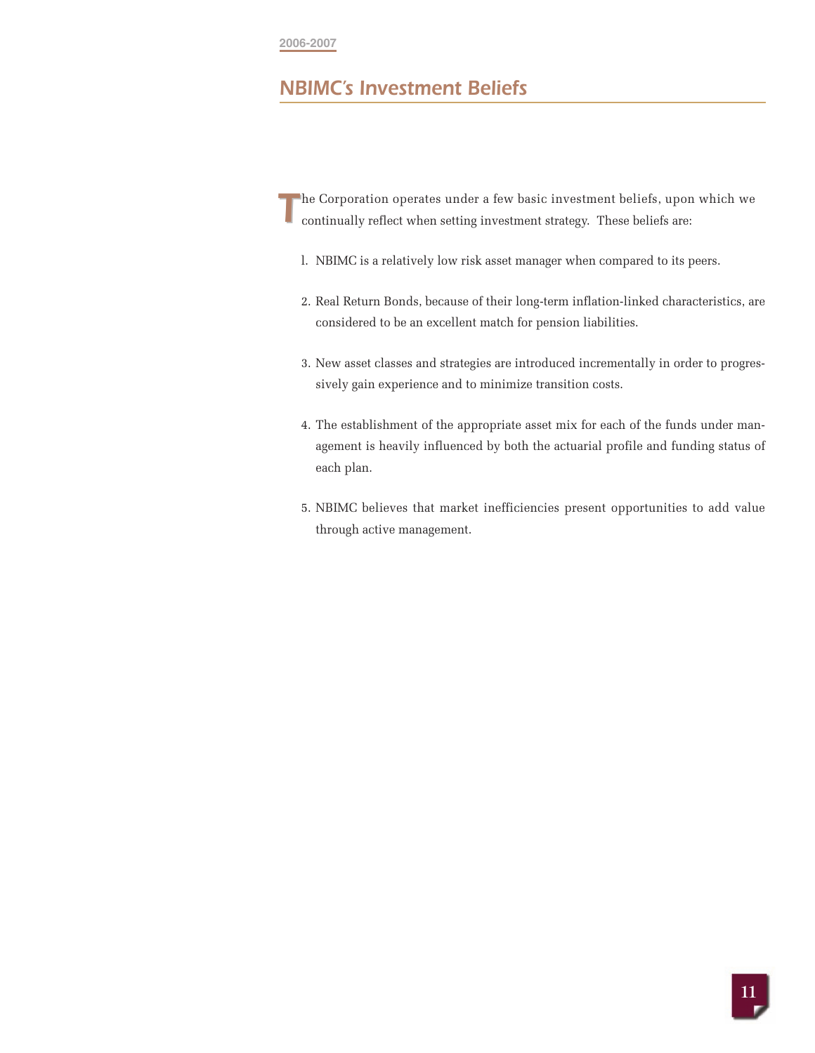# NBIMC's Investment Beliefs

The Corporation operates under a few basic investment beliefs, upon which we continually reflect when setting investment strategy. These beliefs are:

1. NBIMC is a relatively low risk asset manager when compared to its peers.
2. Real Return Bonds, because of their long-term inflation-linked characteristics, are considered to be an excellent match for pension liabilities.
3. New asset classes and strategies are introduced incrementally in order to progressively gain experience and to minimize transition costs.
4. The establishment of the appropriate asset mix for each of the funds under management is heavily influenced by both the actuarial profile and funding status of each plan.
5. NBIMC believes that market inefficiencies present opportunities to add value through active management.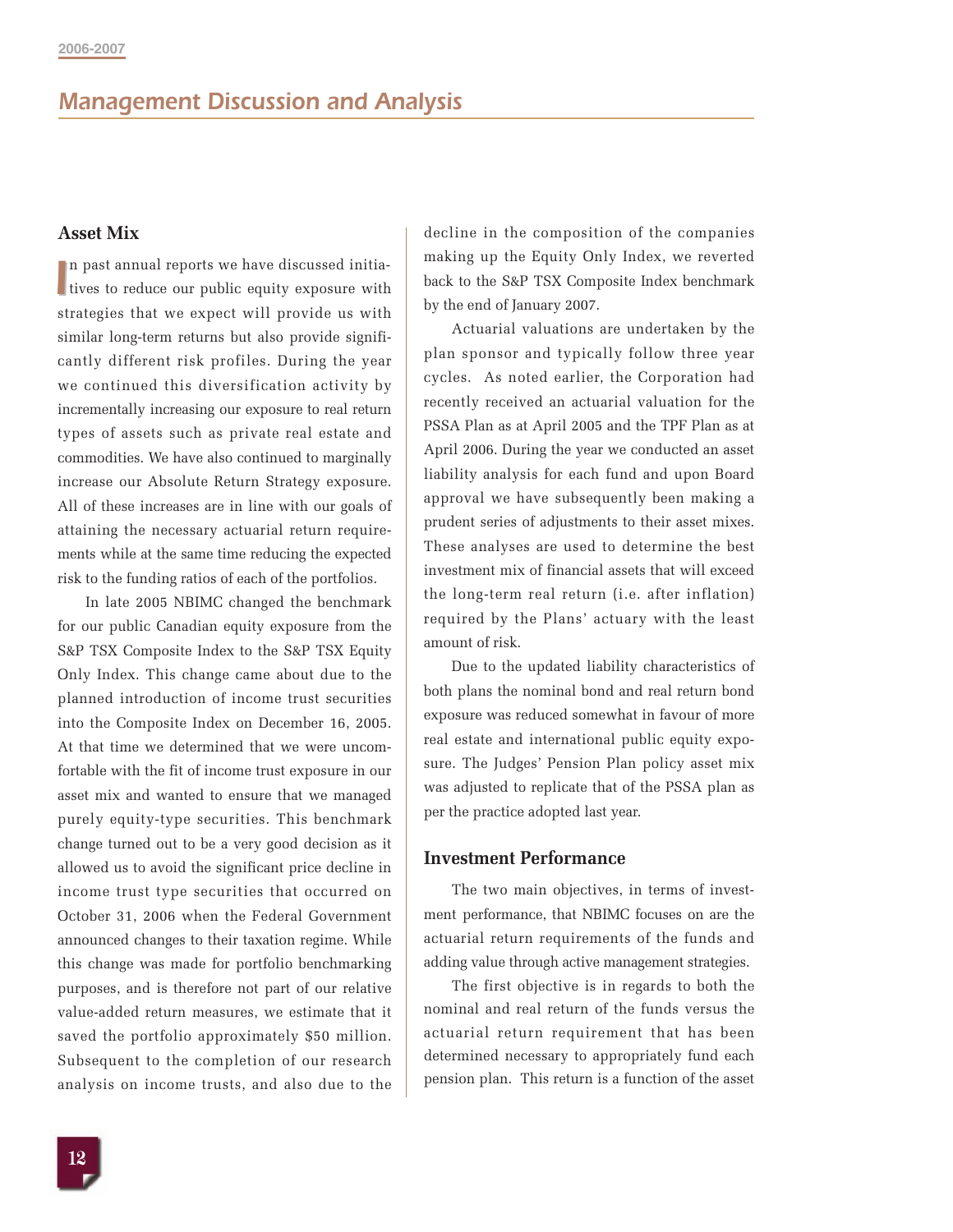## Management Discussion and Analysis

### Asset Mix

In past annual reports we have discussed initiatives to reduce our public equity exposure with strategies that we expect will provide us with similar long-term returns but also provide significantly different risk profiles. During the year we continued this diversification activity by incrementally increasing our exposure to real return types of assets such as private real estate and commodities. We have also continued to marginally increase our Absolute Return Strategy exposure. All of these increases are in line with our goals of attaining the necessary actuarial return requirements while at the same time reducing the expected risk to the funding ratios of each of the portfolios.

In late 2005 NBIMC changed the benchmark for our public Canadian equity exposure from the S&P TSX Composite Index to the S&P TSX Equity Only Index. This change came about due to the planned introduction of income trust securities into the Composite Index on December 16, 2005. At that time we determined that we were uncomfortable with the fit of income trust exposure in our asset mix and wanted to ensure that we managed purely equity-type securities. This benchmark change turned out to be a very good decision as it allowed us to avoid the significant price decline in income trust type securities that occurred on October 31, 2006 when the Federal Government announced changes to their taxation regime. While this change was made for portfolio benchmarking purposes, and is therefore not part of our relative value-added return measures, we estimate that it saved the portfolio approximately $50 million. Subsequent to the completion of our research analysis on income trusts, and also due to the decline in the composition of the companies making up the Equity Only Index, we reverted back to the S&P TSX Composite Index benchmark by the end of January 2007.

Actuarial valuations are undertaken by the plan sponsor and typically follow three year cycles. As noted earlier, the Corporation had recently received an actuarial valuation for the PSSA Plan as at April 2005 and the TPF Plan as at April 2006. During the year we conducted an asset liability analysis for each fund and upon Board approval we have subsequently been making a prudent series of adjustments to their asset mixes. These analyses are used to determine the best investment mix of financial assets that will exceed the long-term real return (i.e. after inflation) required by the Plans' actuary with the least amount of risk.

Due to the updated liability characteristics of both plans the nominal bond and real return bond exposure was reduced somewhat in favour of more real estate and international public equity exposure. The Judges' Pension Plan policy asset mix was adjusted to replicate that of the PSSA plan as per the practice adopted last year.

### Investment Performance

The two main objectives, in terms of investment performance, that NBIMC focuses on are the actuarial return requirements of the funds and adding value through active management strategies.

The first objective is in regards to both the nominal and real return of the funds versus the actuarial return requirement that has been determined necessary to appropriately fund each pension plan. This return is a function of the asset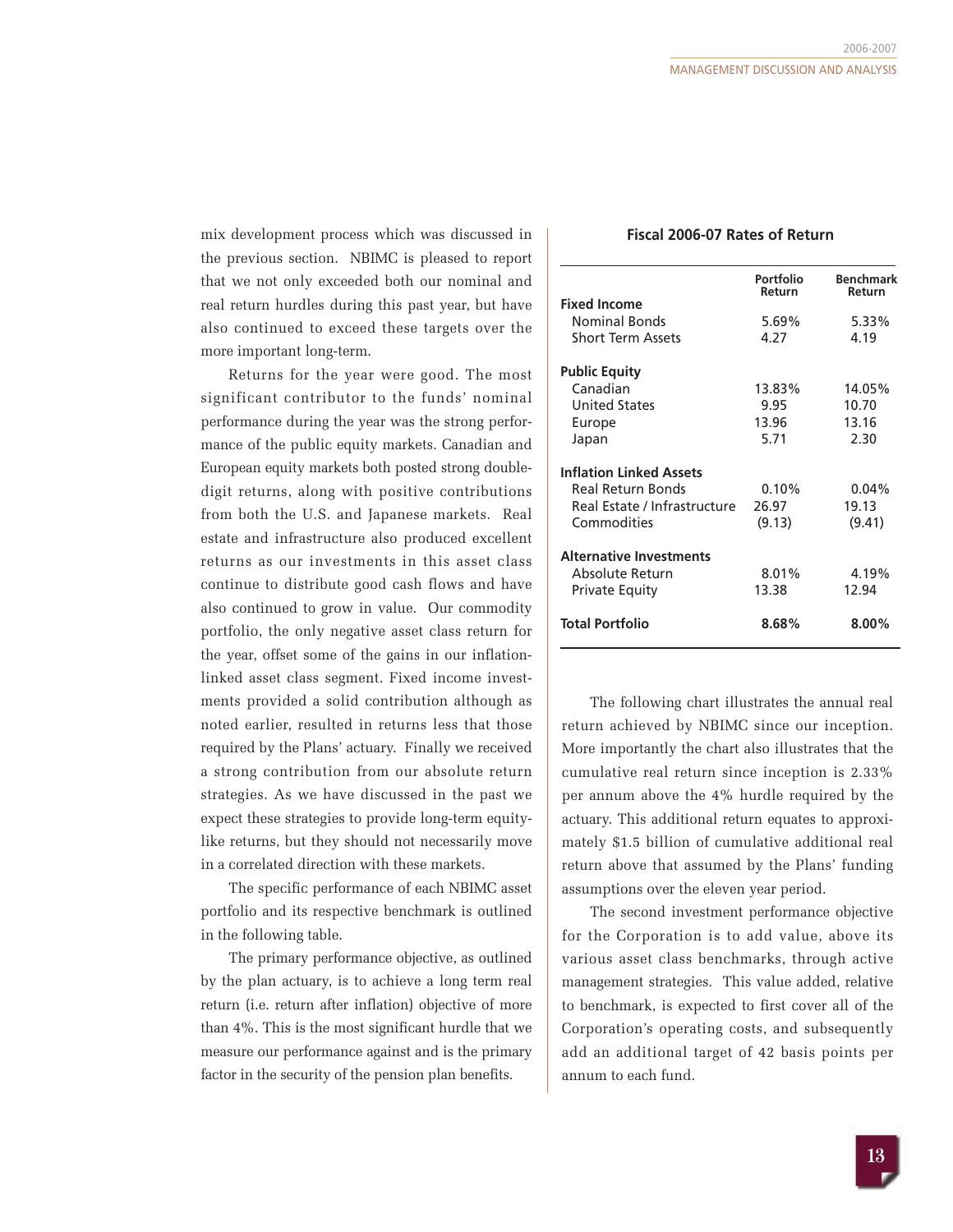mix development process which was discussed in the previous section. NBIMC is pleased to report that we not only exceeded both our nominal and real return hurdles during this past year, but have also continued to exceed these targets over the more important long-term.

Returns for the year were good. The most significant contributor to the funds' nominal performance during the year was the strong performance of the public equity markets. Canadian and European equity markets both posted strong double-digit returns, along with positive contributions from both the U.S. and Japanese markets. Real estate and infrastructure also produced excellent returns as our investments in this asset class continue to distribute good cash flows and have also continued to grow in value. Our commodity portfolio, the only negative asset class return for the year, offset some of the gains in our inflation-linked asset class segment. Fixed income investments provided a solid contribution although as noted earlier, resulted in returns less that those required by the Plans' actuary. Finally we received a strong contribution from our absolute return strategies. As we have discussed in the past we expect these strategies to provide long-term equity-like returns, but they should not necessarily move in a correlated direction with these markets.

The specific performance of each NBIMC asset portfolio and its respective benchmark is outlined in the following table.

The primary performance objective, as outlined by the plan actuary, is to achieve a long term real return (i.e. return after inflation) objective of more than 4%. This is the most significant hurdle that we measure our performance against and is the primary factor in the security of the pension plan benefits.

**Fiscal 2006-07 Rates of Return**

| | Portfolio Return | Benchmark Return |
|---|---|---|
| **Fixed Income** | | |
| Nominal Bonds | 5.69% | 5.33% |
| Short Term Assets | 4.27 | 4.19 |
| **Public Equity** | | |
| Canadian | 13.83% | 14.05% |
| United States | 9.95 | 10.70 |
| Europe | 13.96 | 13.16 |
| Japan | 5.71 | 2.30 |
| **Inflation Linked Assets** | | |
| Real Return Bonds | 0.10% | 0.04% |
| Real Estate / Infrastructure | 26.97 | 19.13 |
| Commodities | (9.13) | (9.41) |
| **Alternative Investments** | | |
| Absolute Return | 8.01% | 4.19% |
| Private Equity | 13.38 | 12.94 |
| **Total Portfolio** | **8.68%** | **8.00%** |

The following chart illustrates the annual real return achieved by NBIMC since our inception. More importantly the chart also illustrates that the cumulative real return since inception is 2.33% per annum above the 4% hurdle required by the actuary. This additional return equates to approximately $1.5 billion of cumulative additional real return above that assumed by the Plans' funding assumptions over the eleven year period.

The second investment performance objective for the Corporation is to add value, above its various asset class benchmarks, through active management strategies. This value added, relative to benchmark, is expected to first cover all of the Corporation's operating costs, and subsequently add an additional target of 42 basis points per annum to each fund.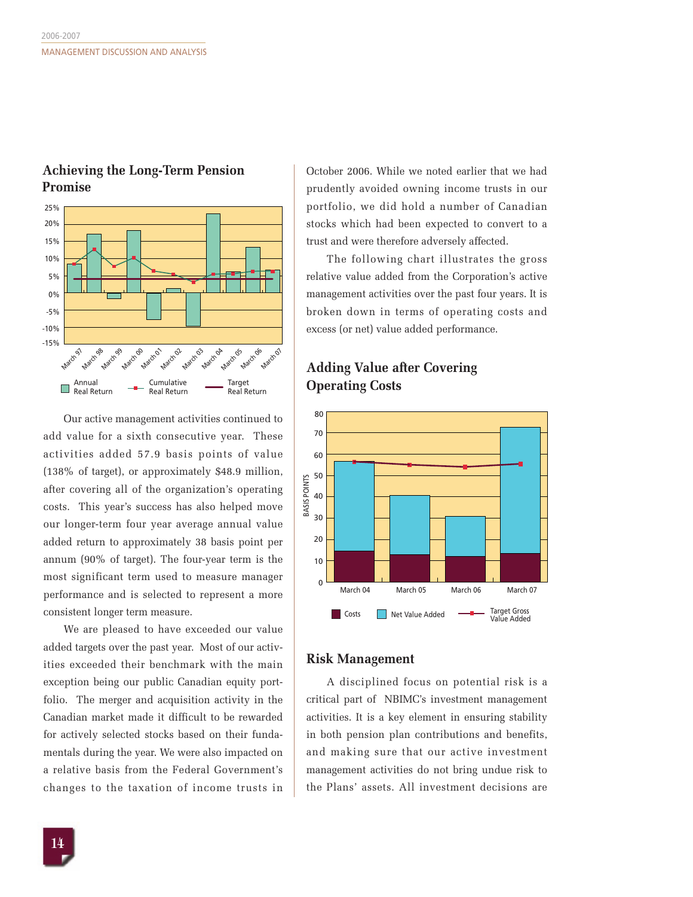## Achieving the Long-Term Pension Promise

Our active management activities continued to add value for a sixth consecutive year. These activities added 57.9 basis points of value (138% of target), or approximately $48.9 million, after covering all of the organization's operating costs. This year's success has also helped move our longer-term four year average annual value added return to approximately 38 basis point per annum (90% of target). The four-year term is the most significant term used to measure manager performance and is selected to represent a more consistent longer term measure.

We are pleased to have exceeded our value added targets over the past year. Most of our activities exceeded their benchmark with the main exception being our public Canadian equity portfolio. The merger and acquisition activity in the Canadian market made it difficult to be rewarded for actively selected stocks based on their fundamentals during the year. We were also impacted on a relative basis from the Federal Government's changes to the taxation of income trusts in October 2006. While we noted earlier that we had prudently avoided owning income trusts in our portfolio, we did hold a number of Canadian stocks which had been expected to convert to a trust and were therefore adversely affected.

The following chart illustrates the gross relative value added from the Corporation's active management activities over the past four years. It is broken down in terms of operating costs and excess (or net) value added performance.

## Adding Value after Covering Operating Costs

## Risk Management

A disciplined focus on potential risk is a critical part of NBIMC's investment management activities. It is a key element in ensuring stability in both pension plan contributions and benefits, and making sure that our active investment management activities do not bring undue risk to the Plans' assets. All investment decisions are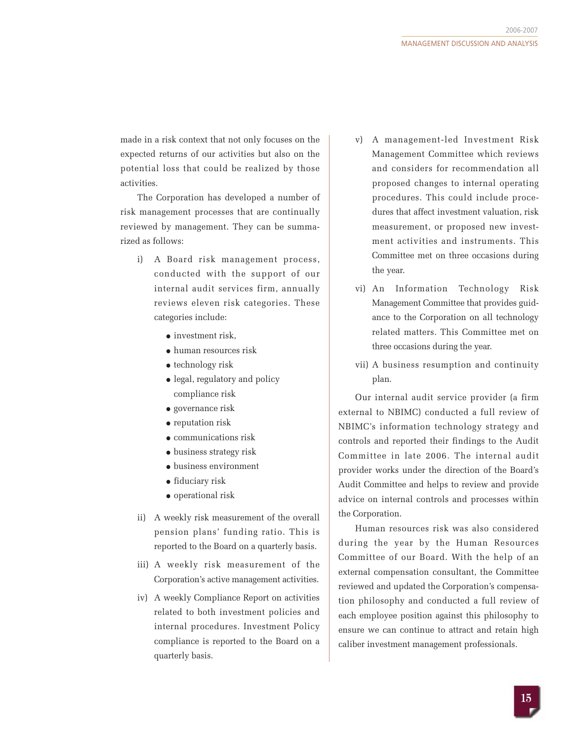made in a risk context that not only focuses on the expected returns of our activities but also on the potential loss that could be realized by those activities.

The Corporation has developed a number of risk management processes that are continually reviewed by management. They can be summarized as follows:

i) A Board risk management process, conducted with the support of our internal audit services firm, annually reviews eleven risk categories. These categories include:
   - investment risk,
   - human resources risk
   - technology risk
   - legal, regulatory and policy compliance risk
   - governance risk
   - reputation risk
   - communications risk
   - business strategy risk
   - business environment
   - fiduciary risk
   - operational risk

ii) A weekly risk measurement of the overall pension plans' funding ratio. This is reported to the Board on a quarterly basis.

iii) A weekly risk measurement of the Corporation's active management activities.

iv) A weekly Compliance Report on activities related to both investment policies and internal procedures. Investment Policy compliance is reported to the Board on a quarterly basis.

v) A management-led Investment Risk Management Committee which reviews and considers for recommendation all proposed changes to internal operating procedures. This could include procedures that affect investment valuation, risk measurement, or proposed new investment activities and instruments. This Committee met on three occasions during the year.

vi) An Information Technology Risk Management Committee that provides guidance to the Corporation on all technology related matters. This Committee met on three occasions during the year.

vii) A business resumption and continuity plan.

Our internal audit service provider (a firm external to NBIMC) conducted a full review of NBIMC's information technology strategy and controls and reported their findings to the Audit Committee in late 2006. The internal audit provider works under the direction of the Board's Audit Committee and helps to review and provide advice on internal controls and processes within the Corporation.

Human resources risk was also considered during the year by the Human Resources Committee of our Board. With the help of an external compensation consultant, the Committee reviewed and updated the Corporation's compensation philosophy and conducted a full review of each employee position against this philosophy to ensure we can continue to attract and retain high caliber investment management professionals.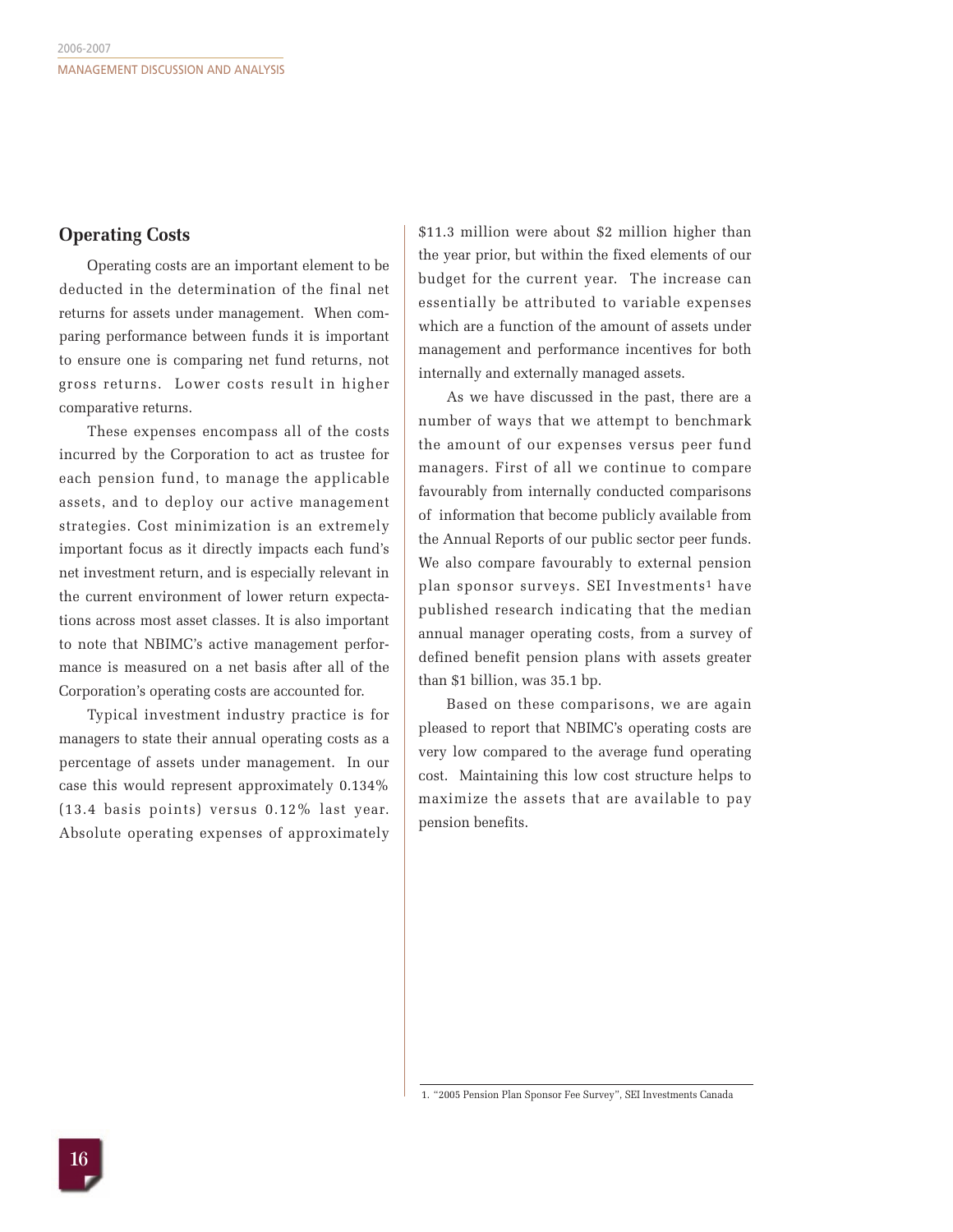## Operating Costs

Operating costs are an important element to be deducted in the determination of the final net returns for assets under management. When comparing performance between funds it is important to ensure one is comparing net fund returns, not gross returns. Lower costs result in higher comparative returns.

These expenses encompass all of the costs incurred by the Corporation to act as trustee for each pension fund, to manage the applicable assets, and to deploy our active management strategies. Cost minimization is an extremely important focus as it directly impacts each fund's net investment return, and is especially relevant in the current environment of lower return expectations across most asset classes. It is also important to note that NBIMC's active management performance is measured on a net basis after all of the Corporation's operating costs are accounted for.

Typical investment industry practice is for managers to state their annual operating costs as a percentage of assets under management. In our case this would represent approximately 0.134% (13.4 basis points) versus 0.12% last year. Absolute operating expenses of approximately $11.3 million were about $2 million higher than the year prior, but within the fixed elements of our budget for the current year. The increase can essentially be attributed to variable expenses which are a function of the amount of assets under management and performance incentives for both internally and externally managed assets.

As we have discussed in the past, there are a number of ways that we attempt to benchmark the amount of our expenses versus peer fund managers. First of all we continue to compare favourably from internally conducted comparisons of information that become publicly available from the Annual Reports of our public sector peer funds. We also compare favourably to external pension plan sponsor surveys. SEI Investments[1] have published research indicating that the median annual manager operating costs, from a survey of defined benefit pension plans with assets greater than $1 billion, was 35.1 bp.

Based on these comparisons, we are again pleased to report that NBIMC's operating costs are very low compared to the average fund operating cost. Maintaining this low cost structure helps to maximize the assets that are available to pay pension benefits.

1. "2005 Pension Plan Sponsor Fee Survey", SEI Investments Canada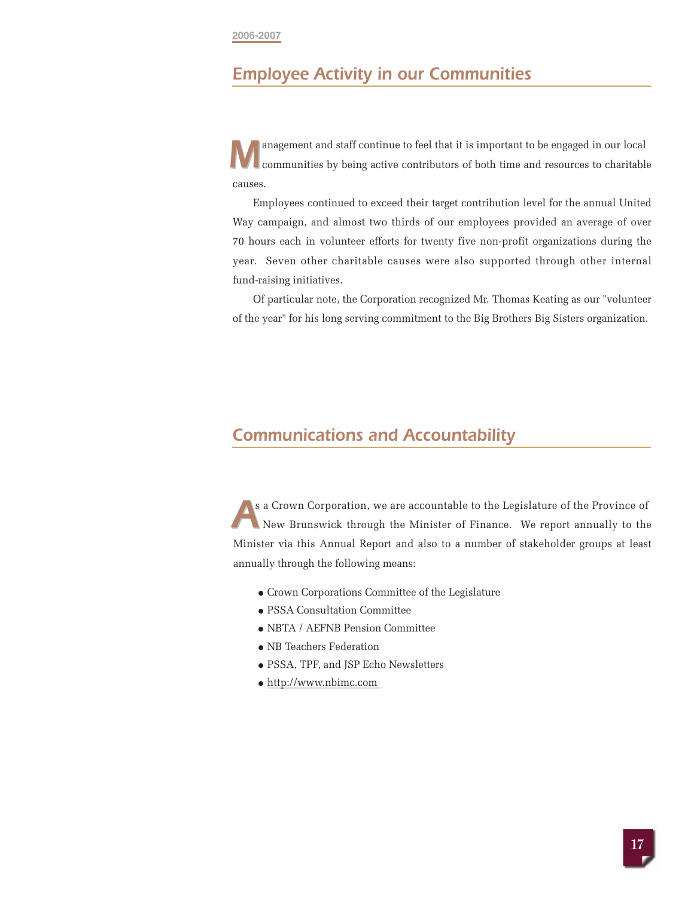## Employee Activity in our Communities

Management and staff continue to feel that it is important to be engaged in our local communities by being active contributors of both time and resources to charitable causes.

Employees continued to exceed their target contribution level for the annual United Way campaign, and almost two thirds of our employees provided an average of over 70 hours each in volunteer efforts for twenty five non-profit organizations during the year. Seven other charitable causes were also supported through other internal fund-raising initiatives.

Of particular note, the Corporation recognized Mr. Thomas Keating as our "volunteer of the year" for his long serving commitment to the Big Brothers Big Sisters organization.

## Communications and Accountability

As a Crown Corporation, we are accountable to the Legislature of the Province of New Brunswick through the Minister of Finance. We report annually to the Minister via this Annual Report and also to a number of stakeholder groups at least annually through the following means:

- Crown Corporations Committee of the Legislature
- PSSA Consultation Committee
- NBTA / AEFNB Pension Committee
- NB Teachers Federation
- PSSA, TPF, and JSP Echo Newsletters
- http://www.nbimc.com